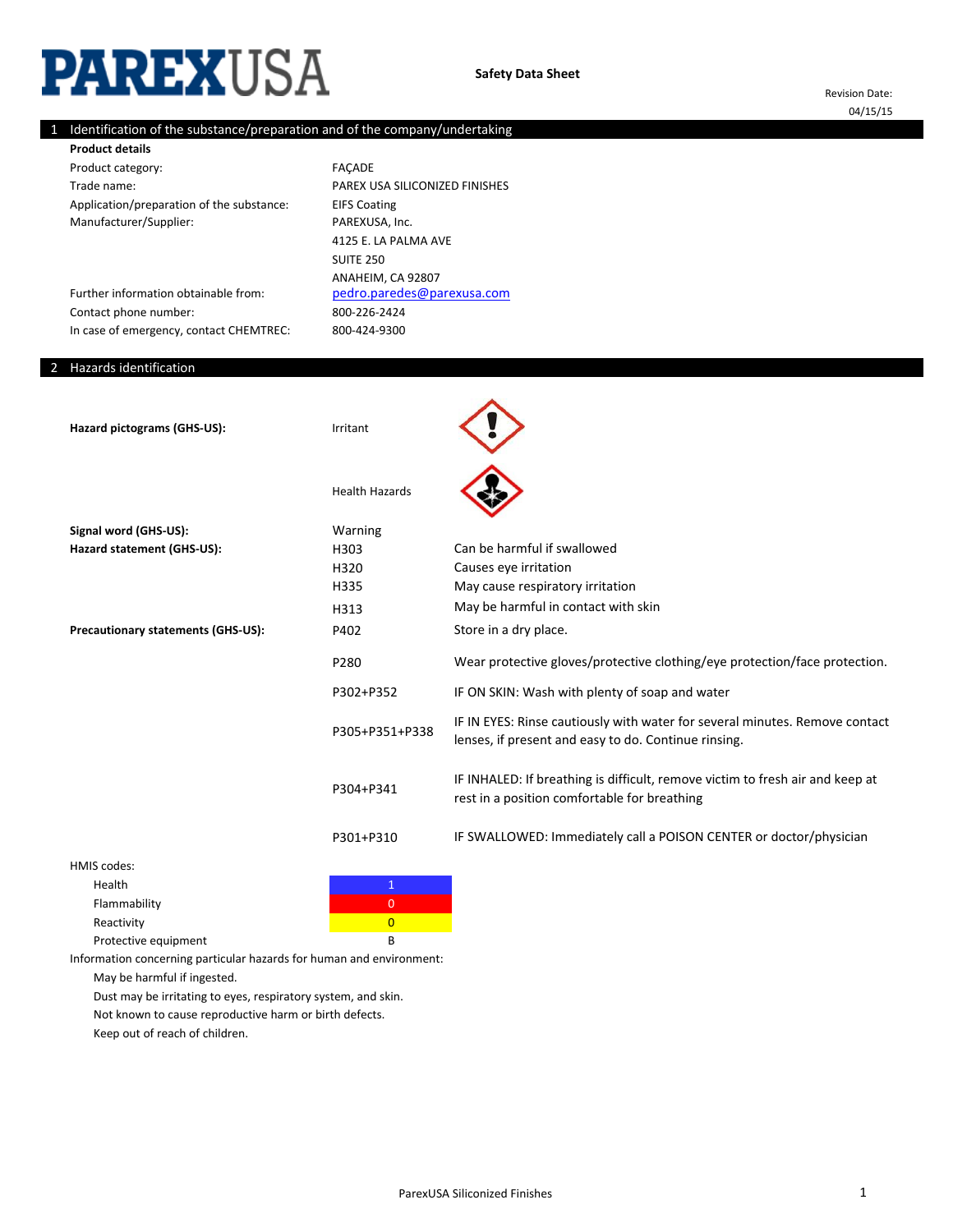# PAREXUSA

**Safety Data Sheet**

Revision Date: 04/15/15

## 1 Identification of the substance/preparation and of the company/undertaking

**Product details**

| | |
|---|---|
| Product category: | FAÇADE |
| Trade name: | PAREX USA SILICONIZED FINISHES |
| Application/preparation of the substance: | EIFS Coating |
| Manufacturer/Supplier: | PAREXUSA, Inc.<br>4125 E. LA PALMA AVE<br>SUITE 250<br>ANAHEIM, CA 92807 |
| Further information obtainable from: | pedro.paredes@parexusa.com |
| Contact phone number: | 800-226-2424 |
| In case of emergency, contact CHEMTREC: | 800-424-9300 |

## 2 Hazards identification

**Hazard pictograms (GHS-US):** Irritant; Health Hazards

**Signal word (GHS-US):** Warning

**Hazard statement (GHS-US):**

| | |
|---|---|
| H303 | Can be harmful if swallowed |
| H320 | Causes eye irritation |
| H335 | May cause respiratory irritation |
| H313 | May be harmful in contact with skin |

**Precautionary statements (GHS-US):**

| | |
|---|---|
| P402 | Store in a dry place. |
| P280 | Wear protective gloves/protective clothing/eye protection/face protection. |
| P302+P352 | IF ON SKIN: Wash with plenty of soap and water |
| P305+P351+P338 | IF IN EYES: Rinse cautiously with water for several minutes. Remove contact lenses, if present and easy to do. Continue rinsing. |
| P304+P341 | IF INHALED: If breathing is difficult, remove victim to fresh air and keep at rest in a position comfortable for breathing |
| P301+P310 | IF SWALLOWED: Immediately call a POISON CENTER or doctor/physician |

HMIS codes:

| | |
|---|---|
| Health | 1 |
| Flammability | 0 |
| Reactivity | 0 |
| Protective equipment | B |

Information concerning particular hazards for human and environment:

- May be harmful if ingested.
- Dust may be irritating to eyes, respiratory system, and skin.
- Not known to cause reproductive harm or birth defects.
- Keep out of reach of children.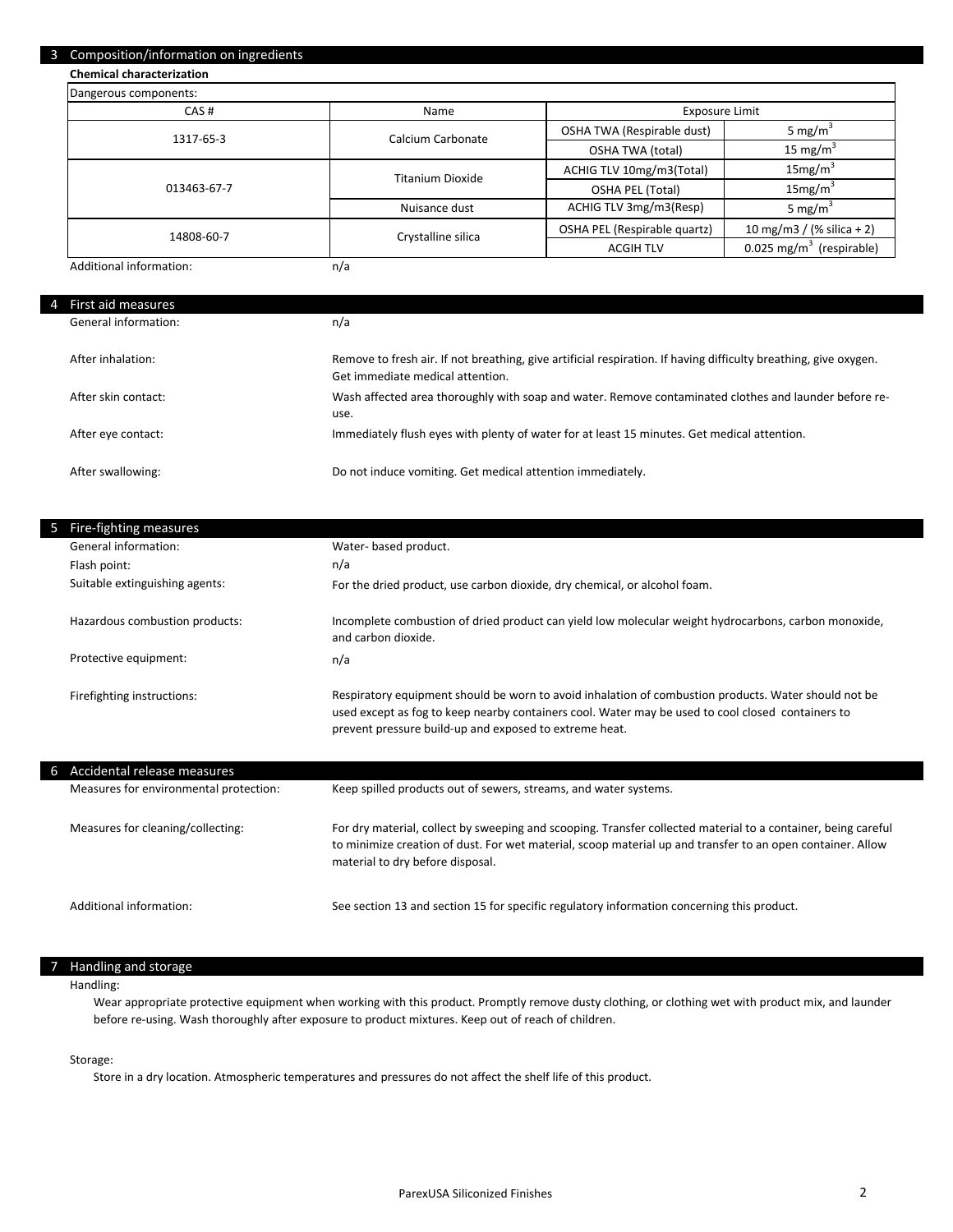## 3 Composition/information on ingredients

**Chemical characterization**

| Dangerous components: | | | |
|---|---|---|---|
| CAS # | Name | Exposure Limit | |
| 1317-65-3 | Calcium Carbonate | OSHA TWA (Respirable dust) | 5 mg/m$^3$ |
| | | OSHA TWA (total) | 15 mg/m$^3$ |
| 013463-67-7 | Titanium Dioxide | ACHIG TLV 10mg/m3(Total) | 15mg/m$^3$ |
| | | OSHA PEL (Total) | 15mg/m$^3$ |
| | Nuisance dust | ACHIG TLV 3mg/m3(Resp) | 5 mg/m$^3$ |
| 14808-60-7 | Crystalline silica | OSHA PEL (Respirable quartz) | 10 mg/m3 / (% silica + 2) |
| | | ACGIH TLV | 0.025 mg/m$^3$ (respirable) |

Additional information: n/a

## 4 First aid measures

General information: n/a

After inhalation: Remove to fresh air. If not breathing, give artificial respiration. If having difficulty breathing, give oxygen. Get immediate medical attention.

After skin contact: Wash affected area thoroughly with soap and water. Remove contaminated clothes and launder before re-use.

After eye contact: Immediately flush eyes with plenty of water for at least 15 minutes. Get medical attention.

After swallowing: Do not induce vomiting. Get medical attention immediately.

## 5 Fire-fighting measures

General information: Water- based product.

Flash point: n/a

Suitable extinguishing agents: For the dried product, use carbon dioxide, dry chemical, or alcohol foam.

Hazardous combustion products: Incomplete combustion of dried product can yield low molecular weight hydrocarbons, carbon monoxide, and carbon dioxide.

Protective equipment: n/a

Firefighting instructions: Respiratory equipment should be worn to avoid inhalation of combustion products. Water should not be used except as fog to keep nearby containers cool. Water may be used to cool closed containers to prevent pressure build-up and exposed to extreme heat.

## 6 Accidental release measures

Measures for environmental protection: Keep spilled products out of sewers, streams, and water systems.

Measures for cleaning/collecting: For dry material, collect by sweeping and scooping. Transfer collected material to a container, being careful to minimize creation of dust. For wet material, scoop material up and transfer to an open container. Allow material to dry before disposal.

Additional information: See section 13 and section 15 for specific regulatory information concerning this product.

## 7 Handling and storage

Handling:

Wear appropriate protective equipment when working with this product. Promptly remove dusty clothing, or clothing wet with product mix, and launder before re-using. Wash thoroughly after exposure to product mixtures. Keep out of reach of children.

Storage:

Store in a dry location. Atmospheric temperatures and pressures do not affect the shelf life of this product.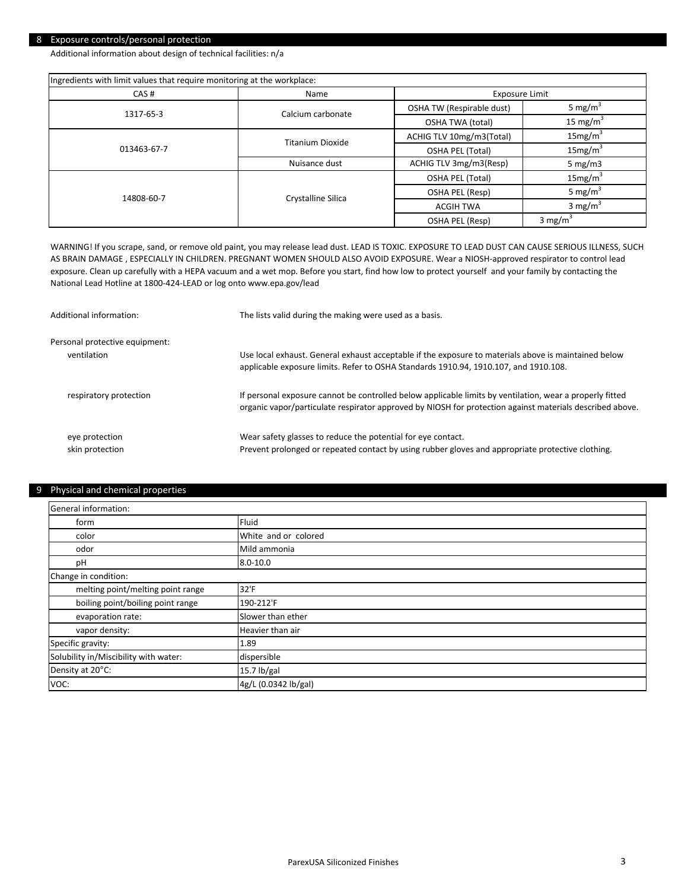## 8 Exposure controls/personal protection

Additional information about design of technical facilities: n/a

| Ingredients with limit values that require monitoring at the workplace: | | | |
|---|---|---|---|
| CAS # | Name | Exposure Limit | |
| 1317-65-3 | Calcium carbonate | OSHA TW (Respirable dust) | 5 mg/m$^3$ |
| | | OSHA TWA (total) | 15 mg/m$^3$ |
| 013463-67-7 | Titanium Dioxide | ACHIG TLV 10mg/m3(Total) | 15mg/m$^3$ |
| | | OSHA PEL (Total) | 15mg/m$^3$ |
| | Nuisance dust | ACHIG TLV 3mg/m3(Resp) | 5 mg/m3 |
| 14808-60-7 | Crystalline Silica | OSHA PEL (Total) | 15mg/m$^3$ |
| | | OSHA PEL (Resp) | 5 mg/m$^3$ |
| | | ACGIH TWA | 3 mg/m$^3$ |
| | | OSHA PEL (Resp) | 3 mg/m$^3$ |

WARNING! If you scrape, sand, or remove old paint, you may release lead dust. LEAD IS TOXIC. EXPOSURE TO LEAD DUST CAN CAUSE SERIOUS ILLNESS, SUCH AS BRAIN DAMAGE , ESPECIALLY IN CHILDREN. PREGNANT WOMEN SHOULD ALSO AVOID EXPOSURE. Wear a NIOSH-approved respirator to control lead exposure. Clean up carefully with a HEPA vacuum and a wet mop. Before you start, find how low to protect yourself and your family by contacting the National Lead Hotline at 1800-424-LEAD or log onto www.epa.gov/lead

Additional information: The lists valid during the making were used as a basis.

Personal protective equipment:

- ventilation: Use local exhaust. General exhaust acceptable if the exposure to materials above is maintained below applicable exposure limits. Refer to OSHA Standards 1910.94, 1910.107, and 1910.108.
- respiratory protection: If personal exposure cannot be controlled below applicable limits by ventilation, wear a properly fitted organic vapor/particulate respirator approved by NIOSH for protection against materials described above.
- eye protection: Wear safety glasses to reduce the potential for eye contact.
- skin protection: Prevent prolonged or repeated contact by using rubber gloves and appropriate protective clothing.

## 9 Physical and chemical properties

| General information: | |
|---|---|
| form | Fluid |
| color | White and or colored |
| odor | Mild ammonia |
| pH | 8.0-10.0 |
| Change in condition: | |
| melting point/melting point range | 32'F |
| boiling point/boiling point range | 190-212'F |
| evaporation rate: | Slower than ether |
| vapor density: | Heavier than air |
| Specific gravity: | 1.89 |
| Solubility in/Miscibility with water: | dispersible |
| Density at 20°C: | 15.7 lb/gal |
| VOC: | 4g/L (0.0342 lb/gal) |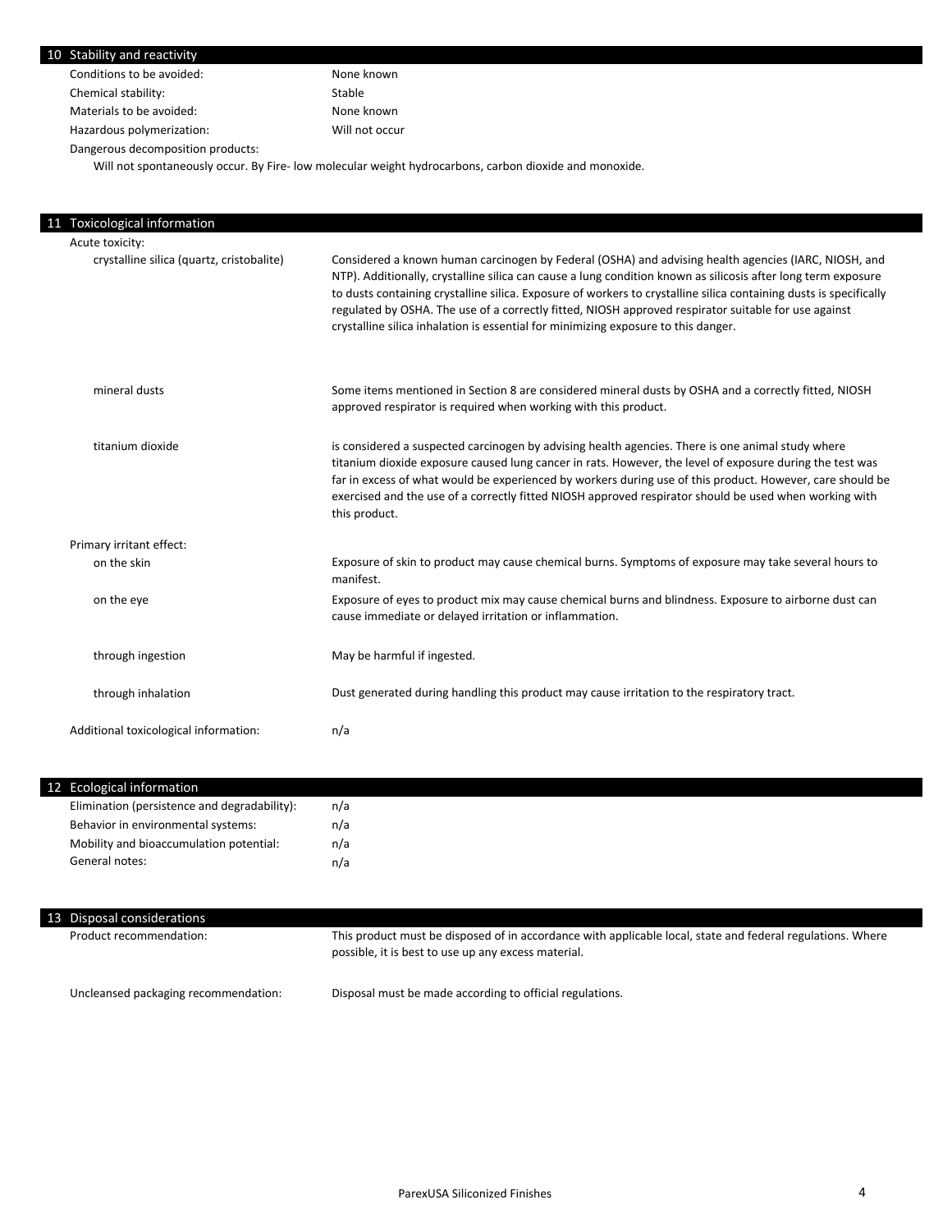## 10 Stability and reactivity

| | |
|---|---|
| Conditions to be avoided: | None known |
| Chemical stability: | Stable |
| Materials to be avoided: | None known |
| Hazardous polymerization: | Will not occur |

Dangerous decomposition products:

Will not spontaneously occur. By Fire- low molecular weight hydrocarbons, carbon dioxide and monoxide.

## 11 Toxicological information

Acute toxicity:

| | |
|---|---|
| crystalline silica (quartz, cristobalite) | Considered a known human carcinogen by Federal (OSHA) and advising health agencies (IARC, NIOSH, and NTP). Additionally, crystalline silica can cause a lung condition known as silicosis after long term exposure to dusts containing crystalline silica. Exposure of workers to crystalline silica containing dusts is specifically regulated by OSHA. The use of a correctly fitted, NIOSH approved respirator suitable for use against crystalline silica inhalation is essential for minimizing exposure to this danger. |
| mineral dusts | Some items mentioned in Section 8 are considered mineral dusts by OSHA and a correctly fitted, NIOSH approved respirator is required when working with this product. |
| titanium dioxide | is considered a suspected carcinogen by advising health agencies. There is one animal study where titanium dioxide exposure caused lung cancer in rats. However, the level of exposure during the test was far in excess of what would be experienced by workers during use of this product. However, care should be exercised and the use of a correctly fitted NIOSH approved respirator should be used when working with this product. |

Primary irritant effect:

| | |
|---|---|
| on the skin | Exposure of skin to product may cause chemical burns. Symptoms of exposure may take several hours to manifest. |
| on the eye | Exposure of eyes to product mix may cause chemical burns and blindness. Exposure to airborne dust can cause immediate or delayed irritation or inflammation. |
| through ingestion | May be harmful if ingested. |
| through inhalation | Dust generated during handling this product may cause irritation to the respiratory tract. |

Additional toxicological information: n/a

## 12 Ecological information

| | |
|---|---|
| Elimination (persistence and degradability): | n/a |
| Behavior in environmental systems: | n/a |
| Mobility and bioaccumulation potential: | n/a |
| General notes: | n/a |

## 13 Disposal considerations

| | |
|---|---|
| Product recommendation: | This product must be disposed of in accordance with applicable local, state and federal regulations. Where possible, it is best to use up any excess material. |
| Uncleansed packaging recommendation: | Disposal must be made according to official regulations. |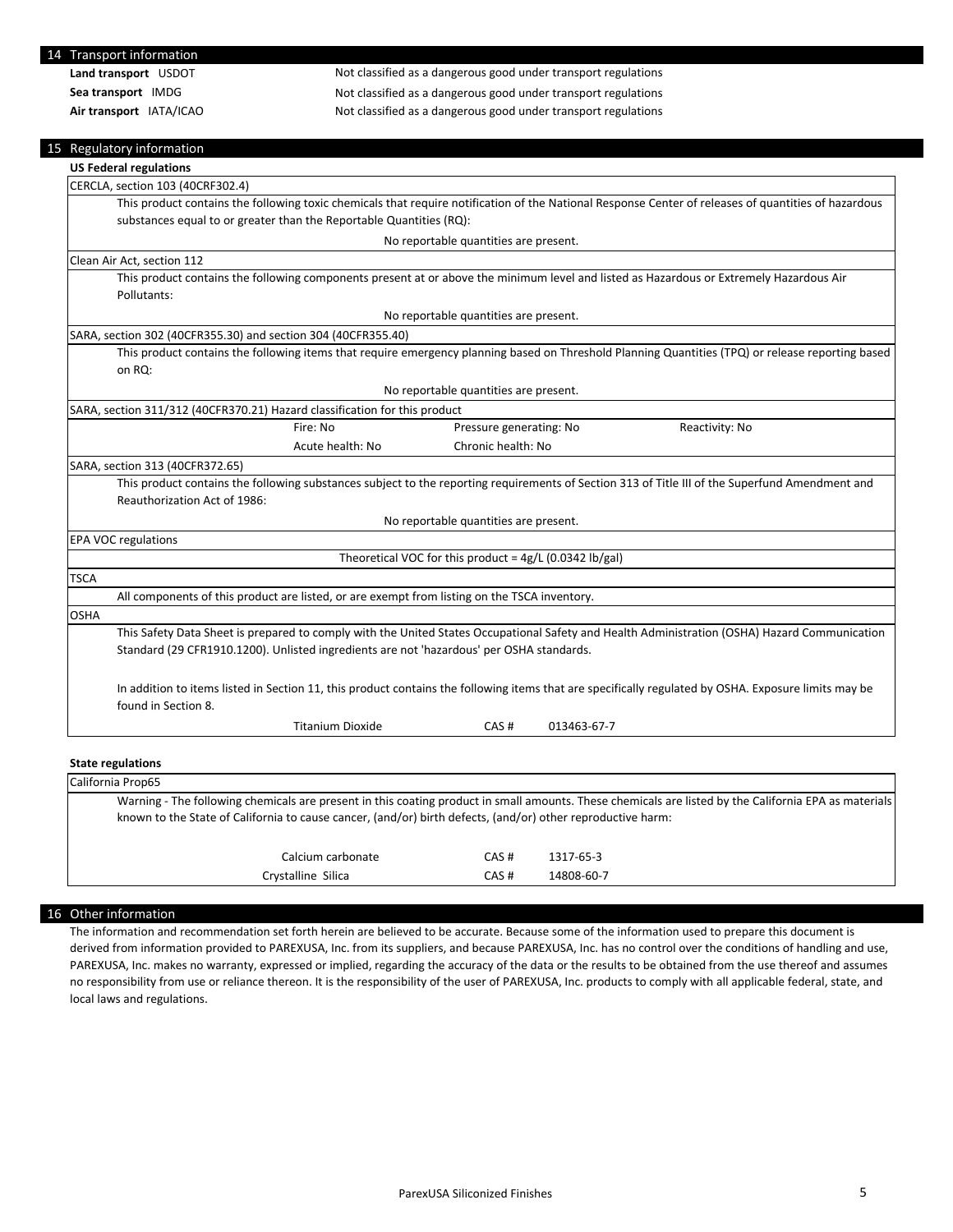## 14 Transport information

| | |
|---|---|
| **Land transport** USDOT | Not classified as a dangerous good under transport regulations |
| **Sea transport** IMDG | Not classified as a dangerous good under transport regulations |
| **Air transport** IATA/ICAO | Not classified as a dangerous good under transport regulations |

## 15 Regulatory information

**US Federal regulations**

CERCLA, section 103 (40CRF302.4)

This product contains the following toxic chemicals that require notification of the National Response Center of releases of quantities of hazardous substances equal to or greater than the Reportable Quantities (RQ):

No reportable quantities are present.

Clean Air Act, section 112

This product contains the following components present at or above the minimum level and listed as Hazardous or Extremely Hazardous Air Pollutants:

No reportable quantities are present.

SARA, section 302 (40CFR355.30) and section 304 (40CFR355.40)

This product contains the following items that require emergency planning based on Threshold Planning Quantities (TPQ) or release reporting based on RQ:

No reportable quantities are present.

SARA, section 311/312 (40CFR370.21) Hazard classification for this product

| | | |
|---|---|---|
| Fire: No | Pressure generating: No | Reactivity: No |
| Acute health: No | Chronic health: No | |

SARA, section 313 (40CFR372.65)

This product contains the following substances subject to the reporting requirements of Section 313 of Title III of the Superfund Amendment and Reauthorization Act of 1986:

No reportable quantities are present.

EPA VOC regulations

Theoretical VOC for this product = 4g/L (0.0342 lb/gal)

TSCA

All components of this product are listed, or are exempt from listing on the TSCA inventory.

OSHA

This Safety Data Sheet is prepared to comply with the United States Occupational Safety and Health Administration (OSHA) Hazard Communication Standard (29 CFR1910.1200). Unlisted ingredients are not 'hazardous' per OSHA standards.

In addition to items listed in Section 11, this product contains the following items that are specifically regulated by OSHA. Exposure limits may be found in Section 8.

| | | |
|---|---|---|
| Titanium Dioxide | CAS # | 013463-67-7 |

**State regulations**

California Prop65

Warning - The following chemicals are present in this coating product in small amounts. These chemicals are listed by the California EPA as materials known to the State of California to cause cancer, (and/or) birth defects, (and/or) other reproductive harm:

| | | |
|---|---|---|
| Calcium carbonate | CAS # | 1317-65-3 |
| Crystalline Silica | CAS # | 14808-60-7 |

## 16 Other information

The information and recommendation set forth herein are believed to be accurate. Because some of the information used to prepare this document is derived from information provided to PAREXUSA, Inc. from its suppliers, and because PAREXUSA, Inc. has no control over the conditions of handling and use, PAREXUSA, Inc. makes no warranty, expressed or implied, regarding the accuracy of the data or the results to be obtained from the use thereof and assumes no responsibility from use or reliance thereon. It is the responsibility of the user of PAREXUSA, Inc. products to comply with all applicable federal, state, and local laws and regulations.